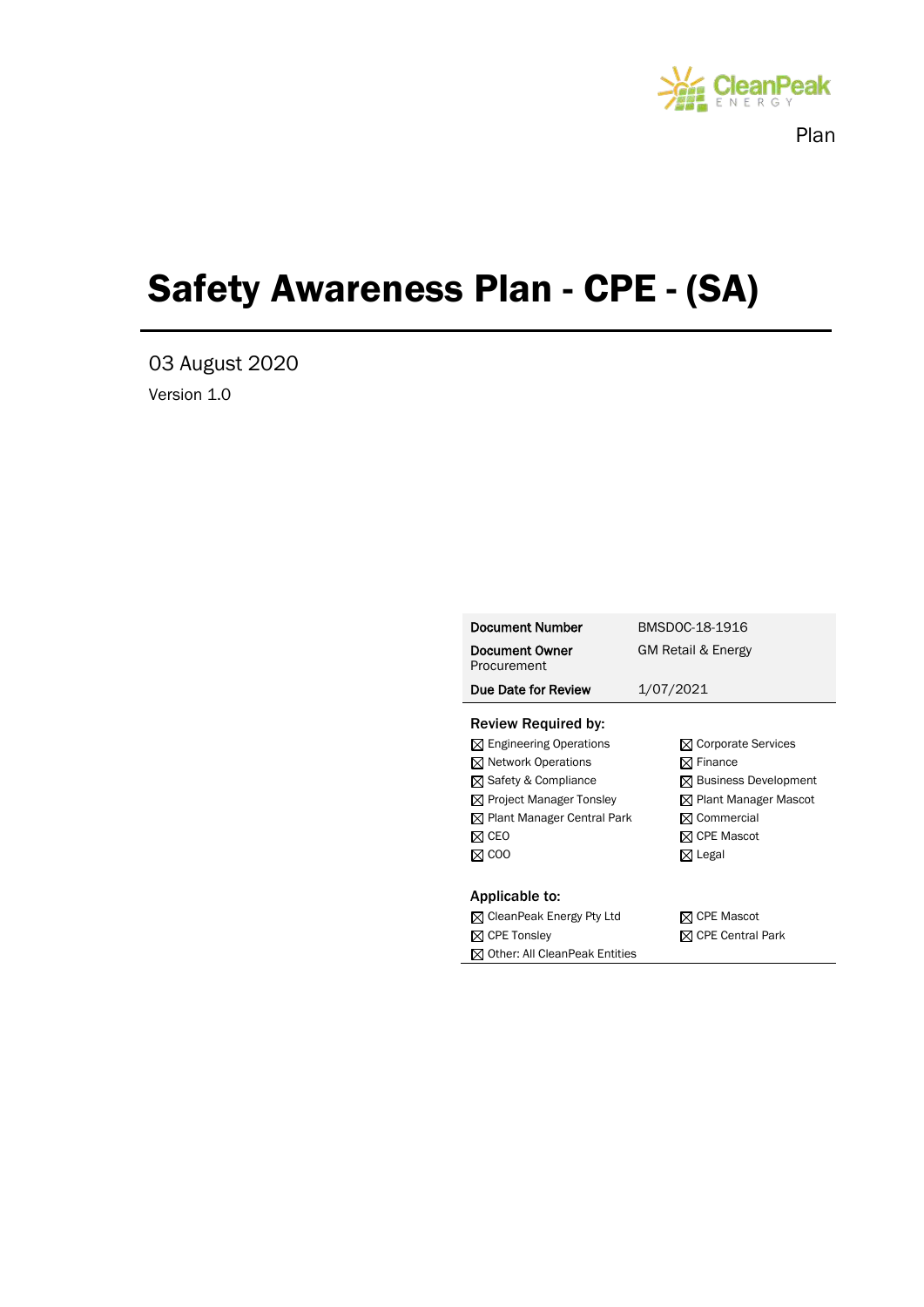CleanPeak ENERGY

Plan

# Safety Awareness Plan - CPE - (SA)

03 August 2020

Version 1.0

| | |
|---|---|
| **Document Number** | BMSDOC-18-1916 |
| **Document Owner** Procurement | GM Retail & Energy |
| **Due Date for Review** | 1/07/2021 |

**Review Required by:**

- ☒ Engineering Operations
- ☒ Network Operations
- ☒ Safety & Compliance
- ☒ Project Manager Tonsley
- ☒ Plant Manager Central Park
- ☒ CEO
- ☒ COO
- ☒ Corporate Services
- ☒ Finance
- ☒ Business Development
- ☒ Plant Manager Mascot
- ☒ Commercial
- ☒ CPE Mascot
- ☒ Legal

**Applicable to:**

- ☒ CleanPeak Energy Pty Ltd
- ☒ CPE Tonsley
- ☒ Other: All CleanPeak Entities
- ☒ CPE Mascot
- ☒ CPE Central Park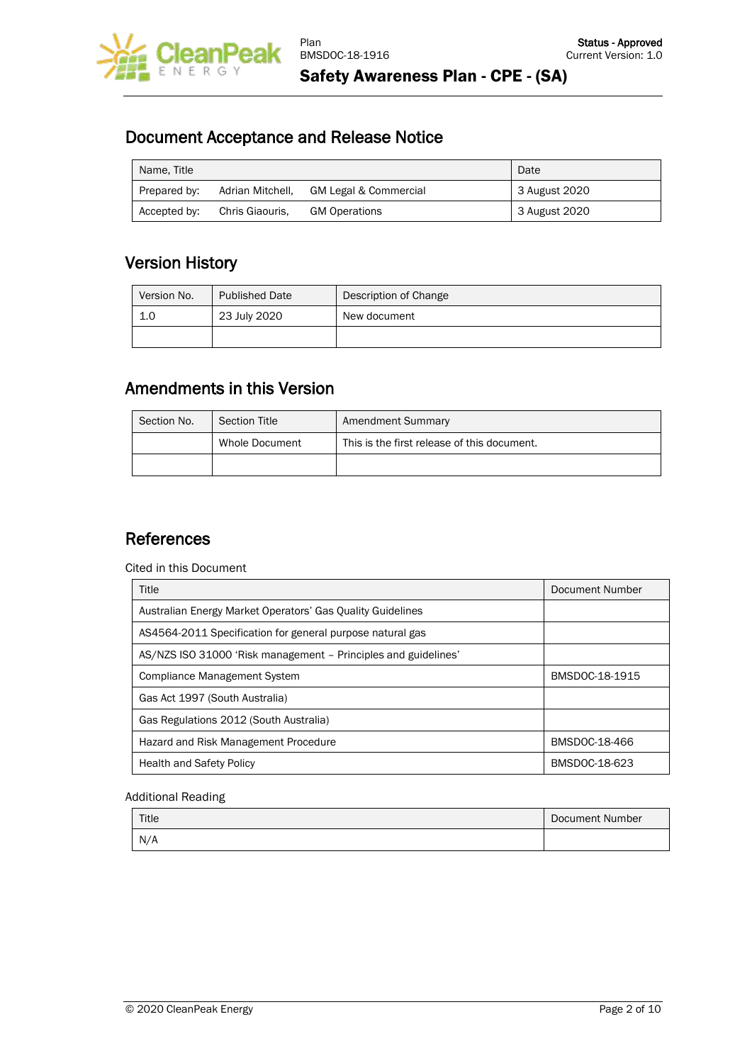## Document Acceptance and Release Notice

| Name, Title | | | Date |
|---|---|---|---|
| Prepared by: | Adrian Mitchell, | GM Legal & Commercial | 3 August 2020 |
| Accepted by: | Chris Giaouris, | GM Operations | 3 August 2020 |

## Version History

| Version No. | Published Date | Description of Change |
|---|---|---|
| 1.0 | 23 July 2020 | New document |
| | | |

## Amendments in this Version

| Section No. | Section Title | Amendment Summary |
|---|---|---|
| | Whole Document | This is the first release of this document. |
| | | |

## References

Cited in this Document

| Title | Document Number |
|---|---|
| Australian Energy Market Operators' Gas Quality Guidelines | |
| AS4564-2011 Specification for general purpose natural gas | |
| AS/NZS ISO 31000 'Risk management – Principles and guidelines' | |
| Compliance Management System | BMSDOC-18-1915 |
| Gas Act 1997 (South Australia) | |
| Gas Regulations 2012 (South Australia) | |
| Hazard and Risk Management Procedure | BMSDOC-18-466 |
| Health and Safety Policy | BMSDOC-18-623 |

Additional Reading

| Title | Document Number |
|---|---|
| N/A | |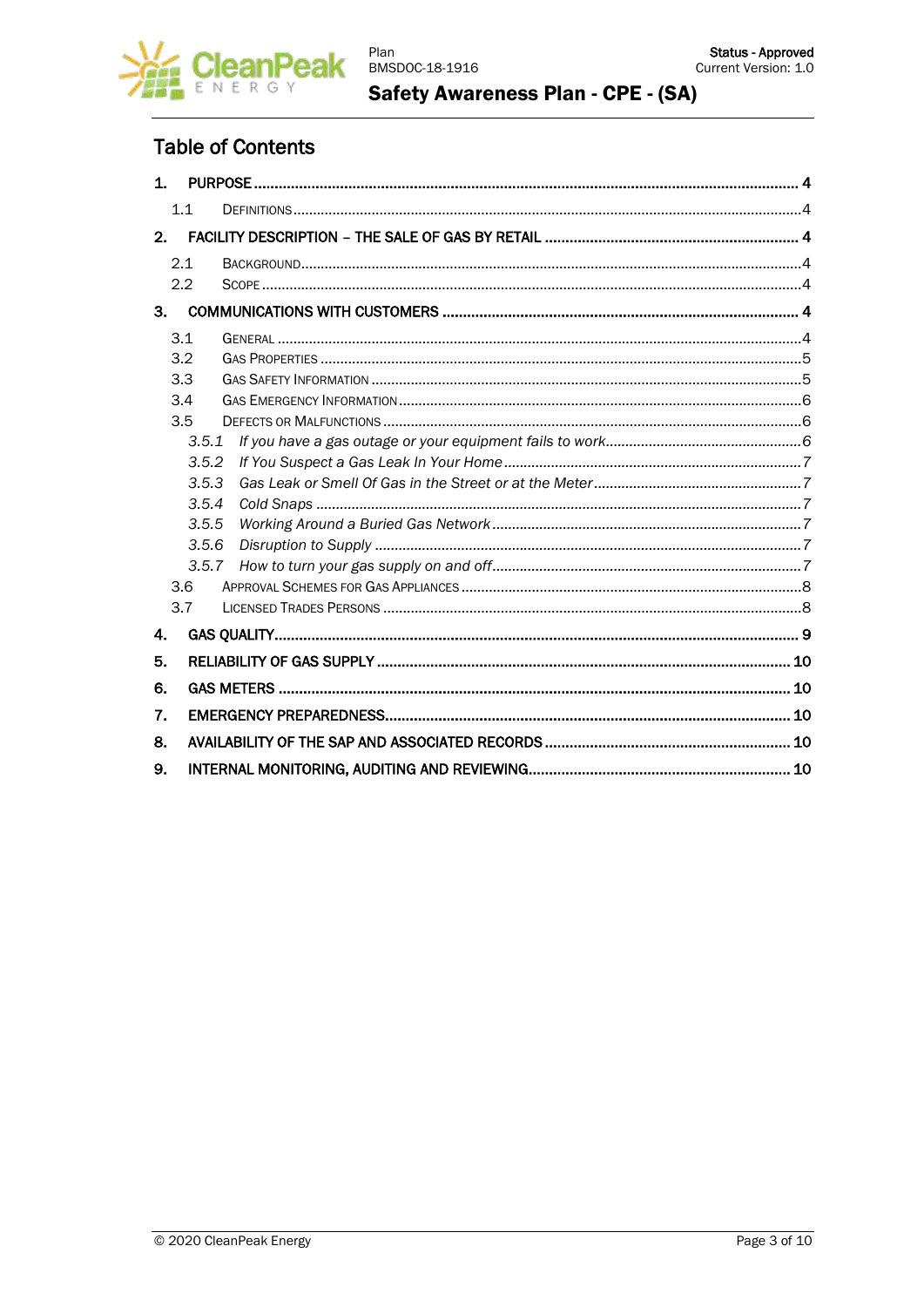# Table of Contents

1. PURPOSE ........................................................................................................ 4
   - 1.1 DEFINITIONS ........................................................................................ 4
2. FACILITY DESCRIPTION – THE SALE OF GAS BY RETAIL ........................................ 4
   - 2.1 BACKGROUND ....................................................................................... 4
   - 2.2 SCOPE ................................................................................................. 4
3. COMMUNICATIONS WITH CUSTOMERS .................................................................. 4
   - 3.1 GENERAL .............................................................................................. 4
   - 3.2 GAS PROPERTIES ................................................................................... 5
   - 3.3 GAS SAFETY INFORMATION ...................................................................... 5
   - 3.4 GAS EMERGENCY INFORMATION ................................................................ 6
   - 3.5 DEFECTS OR MALFUNCTIONS .................................................................... 6
     - *3.5.1 If you have a gas outage or your equipment fails to work* ......................... 6
     - *3.5.2 If You Suspect a Gas Leak In Your Home* ................................................ 7
     - *3.5.3 Gas Leak or Smell Of Gas in the Street or at the Meter* ............................ 7
     - *3.5.4 Cold Snaps* ........................................................................................ 7
     - *3.5.5 Working Around a Buried Gas Network* ................................................... 7
     - *3.5.6 Disruption to Supply* ........................................................................... 7
     - *3.5.7 How to turn your gas supply on and off* .................................................. 7
   - 3.6 APPROVAL SCHEMES FOR GAS APPLIANCES .............................................. 8
   - 3.7 LICENSED TRADES PERSONS .................................................................... 8
4. GAS QUALITY ................................................................................................... 9
5. RELIABILITY OF GAS SUPPLY ............................................................................ 10
6. GAS METERS .................................................................................................. 10
7. EMERGENCY PREPAREDNESS ............................................................................. 10
8. AVAILABILITY OF THE SAP AND ASSOCIATED RECORDS ......................................... 10
9. INTERNAL MONITORING, AUDITING AND REVIEWING ............................................. 10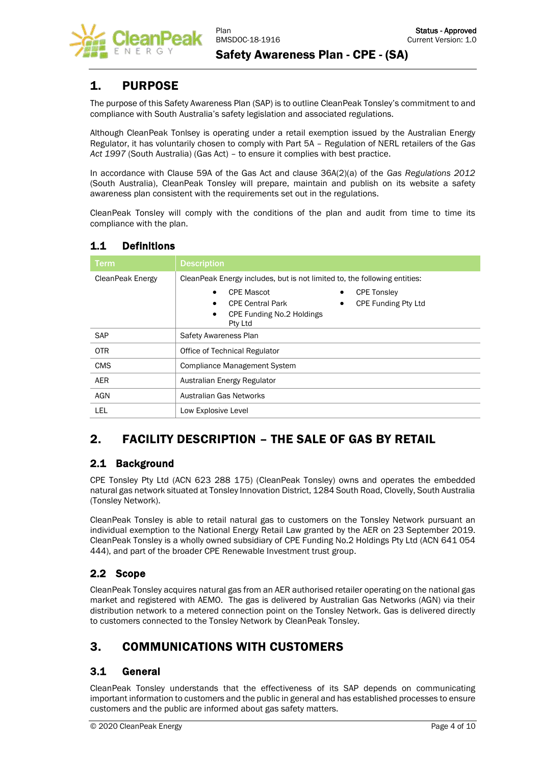# 1. PURPOSE

The purpose of this Safety Awareness Plan (SAP) is to outline CleanPeak Tonsley's commitment to and compliance with South Australia's safety legislation and associated regulations.

Although CleanPeak Tonlsey is operating under a retail exemption issued by the Australian Energy Regulator, it has voluntarily chosen to comply with Part 5A – Regulation of NERL retailers of the *Gas Act 1997* (South Australia) (Gas Act) – to ensure it complies with best practice.

In accordance with Clause 59A of the Gas Act and clause 36A(2)(a) of the *Gas Regulations 2012* (South Australia), CleanPeak Tonsley will prepare, maintain and publish on its website a safety awareness plan consistent with the requirements set out in the regulations.

CleanPeak Tonsley will comply with the conditions of the plan and audit from time to time its compliance with the plan.

## 1.1 Definitions

| Term | Description |
|---|---|
| CleanPeak Energy | CleanPeak Energy includes, but is not limited to, the following entities:<br>• CPE Mascot<br>• CPE Central Park<br>• CPE Funding No.2 Holdings Pty Ltd<br>• CPE Tonsley<br>• CPE Funding Pty Ltd |
| SAP | Safety Awareness Plan |
| OTR | Office of Technical Regulator |
| CMS | Compliance Management System |
| AER | Australian Energy Regulator |
| AGN | Australian Gas Networks |
| LEL | Low Explosive Level |

# 2. FACILITY DESCRIPTION – THE SALE OF GAS BY RETAIL

## 2.1 Background

CPE Tonsley Pty Ltd (ACN 623 288 175) (CleanPeak Tonsley) owns and operates the embedded natural gas network situated at Tonsley Innovation District, 1284 South Road, Clovelly, South Australia (Tonsley Network).

CleanPeak Tonsley is able to retail natural gas to customers on the Tonsley Network pursuant an individual exemption to the National Energy Retail Law granted by the AER on 23 September 2019. CleanPeak Tonsley is a wholly owned subsidiary of CPE Funding No.2 Holdings Pty Ltd (ACN 641 054 444), and part of the broader CPE Renewable Investment trust group.

## 2.2 Scope

CleanPeak Tonsley acquires natural gas from an AER authorised retailer operating on the national gas market and registered with AEMO. The gas is delivered by Australian Gas Networks (AGN) via their distribution network to a metered connection point on the Tonsley Network. Gas is delivered directly to customers connected to the Tonsley Network by CleanPeak Tonsley.

# 3. COMMUNICATIONS WITH CUSTOMERS

## 3.1 General

CleanPeak Tonsley understands that the effectiveness of its SAP depends on communicating important information to customers and the public in general and has established processes to ensure customers and the public are informed about gas safety matters.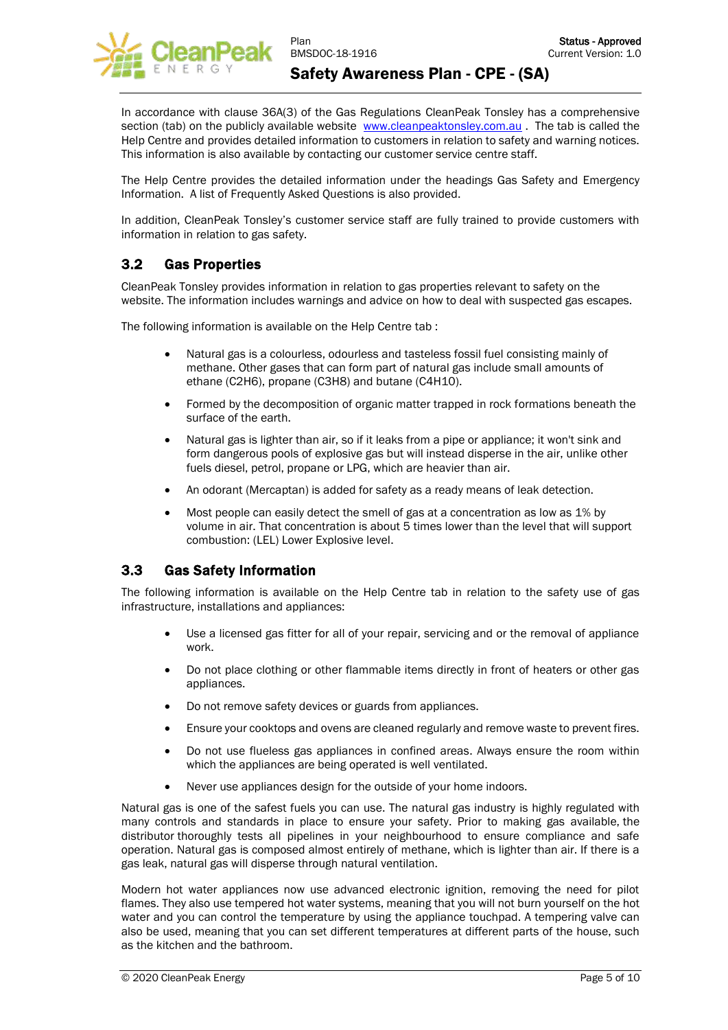In accordance with clause 36A(3) of the Gas Regulations CleanPeak Tonsley has a comprehensive section (tab) on the publicly available website [www.cleanpeaktonsley.com.au](http://www.cleanpeaktonsley.com.au) . The tab is called the Help Centre and provides detailed information to customers in relation to safety and warning notices. This information is also available by contacting our customer service centre staff.

The Help Centre provides the detailed information under the headings Gas Safety and Emergency Information. A list of Frequently Asked Questions is also provided.

In addition, CleanPeak Tonsley's customer service staff are fully trained to provide customers with information in relation to gas safety.

## 3.2 Gas Properties

CleanPeak Tonsley provides information in relation to gas properties relevant to safety on the website. The information includes warnings and advice on how to deal with suspected gas escapes.

The following information is available on the Help Centre tab :

- Natural gas is a colourless, odourless and tasteless fossil fuel consisting mainly of methane. Other gases that can form part of natural gas include small amounts of ethane ($C_2H_6$), propane ($C_3H_8$) and butane ($C_4H_{10}$).
- Formed by the decomposition of organic matter trapped in rock formations beneath the surface of the earth.
- Natural gas is lighter than air, so if it leaks from a pipe or appliance; it won't sink and form dangerous pools of explosive gas but will instead disperse in the air, unlike other fuels diesel, petrol, propane or LPG, which are heavier than air.
- An odorant (Mercaptan) is added for safety as a ready means of leak detection.
- Most people can easily detect the smell of gas at a concentration as low as 1% by volume in air. That concentration is about 5 times lower than the level that will support combustion: (LEL) Lower Explosive level.

## 3.3 Gas Safety Information

The following information is available on the Help Centre tab in relation to the safety use of gas infrastructure, installations and appliances:

- Use a licensed gas fitter for all of your repair, servicing and or the removal of appliance work.
- Do not place clothing or other flammable items directly in front of heaters or other gas appliances.
- Do not remove safety devices or guards from appliances.
- Ensure your cooktops and ovens are cleaned regularly and remove waste to prevent fires.
- Do not use flueless gas appliances in confined areas. Always ensure the room within which the appliances are being operated is well ventilated.
- Never use appliances design for the outside of your home indoors.

Natural gas is one of the safest fuels you can use. The natural gas industry is highly regulated with many controls and standards in place to ensure your safety. Prior to making gas available, the distributor thoroughly tests all pipelines in your neighbourhood to ensure compliance and safe operation. Natural gas is composed almost entirely of methane, which is lighter than air. If there is a gas leak, natural gas will disperse through natural ventilation.

Modern hot water appliances now use advanced electronic ignition, removing the need for pilot flames. They also use tempered hot water systems, meaning that you will not burn yourself on the hot water and you can control the temperature by using the appliance touchpad. A tempering valve can also be used, meaning that you can set different temperatures at different parts of the house, such as the kitchen and the bathroom.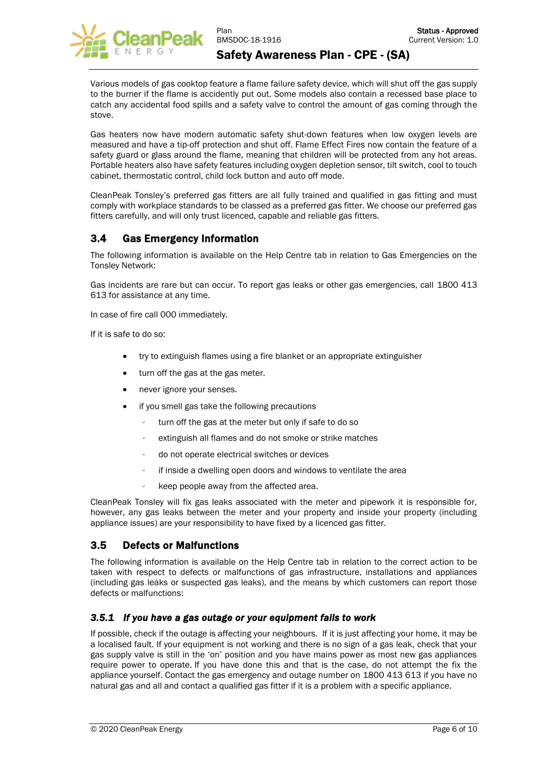Various models of gas cooktop feature a flame failure safety device, which will shut off the gas supply to the burner if the flame is accidently put out. Some models also contain a recessed base place to catch any accidental food spills and a safety valve to control the amount of gas coming through the stove.

Gas heaters now have modern automatic safety shut-down features when low oxygen levels are measured and have a tip-off protection and shut off. Flame Effect Fires now contain the feature of a safety guard or glass around the flame, meaning that children will be protected from any hot areas. Portable heaters also have safety features including oxygen depletion sensor, tilt switch, cool to touch cabinet, thermostatic control, child lock button and auto off mode.

CleanPeak Tonsley's preferred gas fitters are all fully trained and qualified in gas fitting and must comply with workplace standards to be classed as a preferred gas fitter. We choose our preferred gas fitters carefully, and will only trust licenced, capable and reliable gas fitters.

## 3.4 Gas Emergency Information

The following information is available on the Help Centre tab in relation to Gas Emergencies on the Tonsley Network:

Gas incidents are rare but can occur. To report gas leaks or other gas emergencies, call 1800 413 613 for assistance at any time.

In case of fire call 000 immediately.

If it is safe to do so:

- try to extinguish flames using a fire blanket or an appropriate extinguisher
- turn off the gas at the gas meter.
- never ignore your senses.
- if you smell gas take the following precautions
  - turn off the gas at the meter but only if safe to do so
  - extinguish all flames and do not smoke or strike matches
  - do not operate electrical switches or devices
  - if inside a dwelling open doors and windows to ventilate the area
  - keep people away from the affected area.

CleanPeak Tonsley will fix gas leaks associated with the meter and pipework it is responsible for, however, any gas leaks between the meter and your property and inside your property (including appliance issues) are your responsibility to have fixed by a licenced gas fitter.

## 3.5 Defects or Malfunctions

The following information is available on the Help Centre tab in relation to the correct action to be taken with respect to defects or malfunctions of gas infrastructure, installations and appliances (including gas leaks or suspected gas leaks), and the means by which customers can report those defects or malfunctions:

### *3.5.1 If you have a gas outage or your equipment fails to work*

If possible, check if the outage is affecting your neighbours. If it is just affecting your home, it may be a localised fault. If your equipment is not working and there is no sign of a gas leak, check that your gas supply valve is still in the 'on' position and you have mains power as most new gas appliances require power to operate. If you have done this and that is the case, do not attempt the fix the appliance yourself. Contact the gas emergency and outage number on 1800 413 613 if you have no natural gas and all and contact a qualified gas fitter if it is a problem with a specific appliance.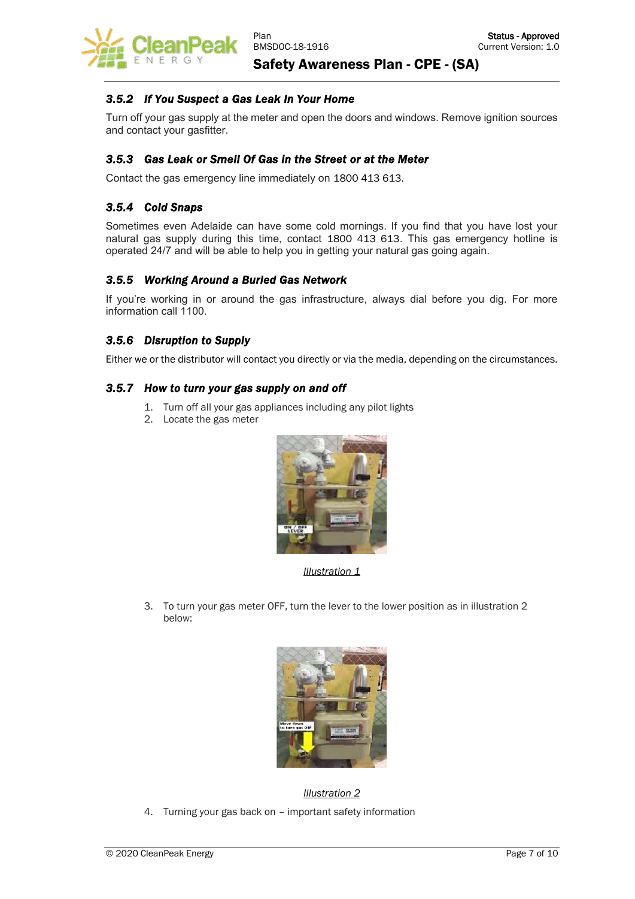### 3.5.2 *If You Suspect a Gas Leak In Your Home*

Turn off your gas supply at the meter and open the doors and windows. Remove ignition sources and contact your gasfitter.

### 3.5.3 *Gas Leak or Smell Of Gas In the Street or at the Meter*

Contact the gas emergency line immediately on 1800 413 613.

### 3.5.4 *Cold Snaps*

Sometimes even Adelaide can have some cold mornings. If you find that you have lost your natural gas supply during this time, contact 1800 413 613. This gas emergency hotline is operated 24/7 and will be able to help you in getting your natural gas going again.

### 3.5.5 *Working Around a Buried Gas Network*

If you're working in or around the gas infrastructure, always dial before you dig. For more information call 1100.

### 3.5.6 *Disruption to Supply*

Either we or the distributor will contact you directly or via the media, depending on the circumstances.

### 3.5.7 *How to turn your gas supply on and off*

1. Turn off all your gas appliances including any pilot lights
2. Locate the gas meter

*Illustration 1*

3. To turn your gas meter OFF, turn the lever to the lower position as in illustration 2 below:

*Illustration 2*

4. Turning your gas back on – important safety information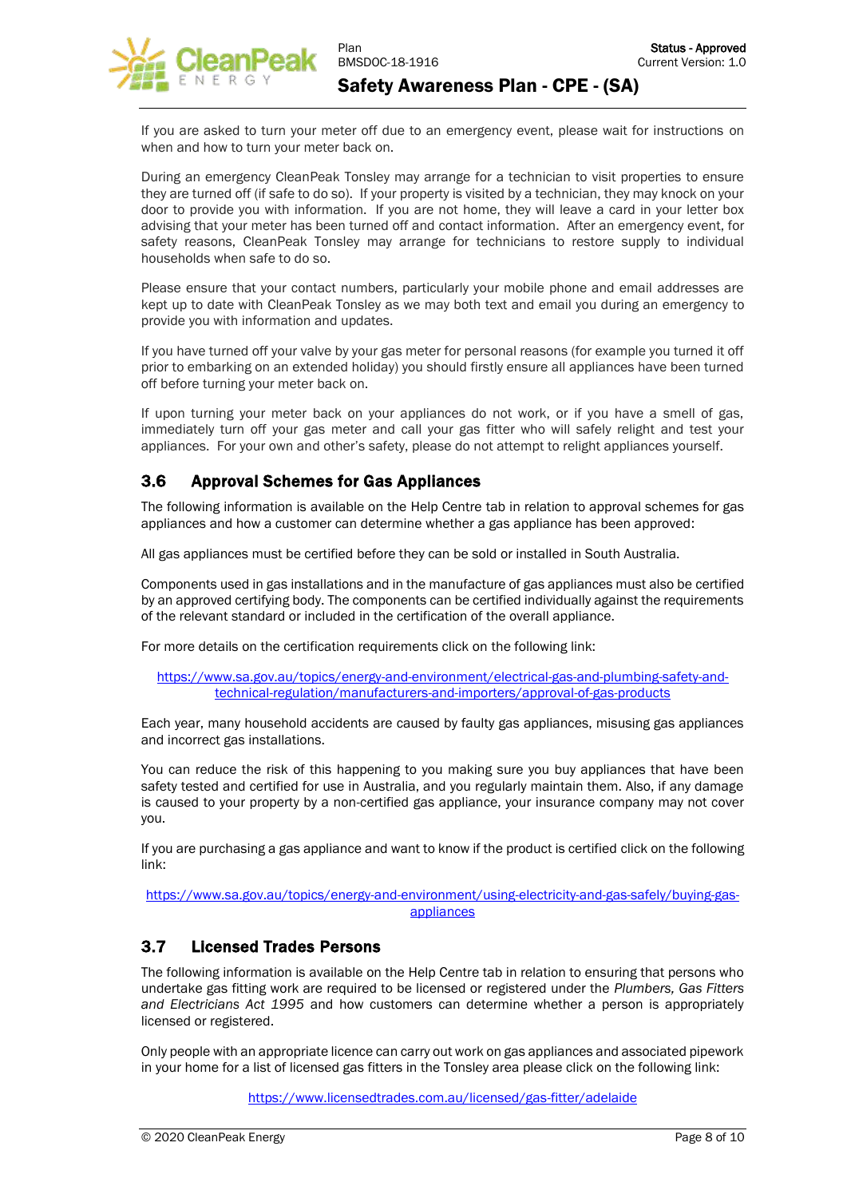If you are asked to turn your meter off due to an emergency event, please wait for instructions on when and how to turn your meter back on.

During an emergency CleanPeak Tonsley may arrange for a technician to visit properties to ensure they are turned off (if safe to do so). If your property is visited by a technician, they may knock on your door to provide you with information. If you are not home, they will leave a card in your letter box advising that your meter has been turned off and contact information. After an emergency event, for safety reasons, CleanPeak Tonsley may arrange for technicians to restore supply to individual households when safe to do so.

Please ensure that your contact numbers, particularly your mobile phone and email addresses are kept up to date with CleanPeak Tonsley as we may both text and email you during an emergency to provide you with information and updates.

If you have turned off your valve by your gas meter for personal reasons (for example you turned it off prior to embarking on an extended holiday) you should firstly ensure all appliances have been turned off before turning your meter back on.

If upon turning your meter back on your appliances do not work, or if you have a smell of gas, immediately turn off your gas meter and call your gas fitter who will safely relight and test your appliances. For your own and other's safety, please do not attempt to relight appliances yourself.

## 3.6 Approval Schemes for Gas Appliances

The following information is available on the Help Centre tab in relation to approval schemes for gas appliances and how a customer can determine whether a gas appliance has been approved:

All gas appliances must be certified before they can be sold or installed in South Australia.

Components used in gas installations and in the manufacture of gas appliances must also be certified by an approved certifying body. The components can be certified individually against the requirements of the relevant standard or included in the certification of the overall appliance.

For more details on the certification requirements click on the following link:

https://www.sa.gov.au/topics/energy-and-environment/electrical-gas-and-plumbing-safety-and-technical-regulation/manufacturers-and-importers/approval-of-gas-products

Each year, many household accidents are caused by faulty gas appliances, misusing gas appliances and incorrect gas installations.

You can reduce the risk of this happening to you making sure you buy appliances that have been safety tested and certified for use in Australia, and you regularly maintain them. Also, if any damage is caused to your property by a non-certified gas appliance, your insurance company may not cover you.

If you are purchasing a gas appliance and want to know if the product is certified click on the following link:

https://www.sa.gov.au/topics/energy-and-environment/using-electricity-and-gas-safely/buying-gas-appliances

## 3.7 Licensed Trades Persons

The following information is available on the Help Centre tab in relation to ensuring that persons who undertake gas fitting work are required to be licensed or registered under the *Plumbers, Gas Fitters and Electricians Act 1995* and how customers can determine whether a person is appropriately licensed or registered.

Only people with an appropriate licence can carry out work on gas appliances and associated pipework in your home for a list of licensed gas fitters in the Tonsley area please click on the following link:

https://www.licensedtrades.com.au/licensed/gas-fitter/adelaide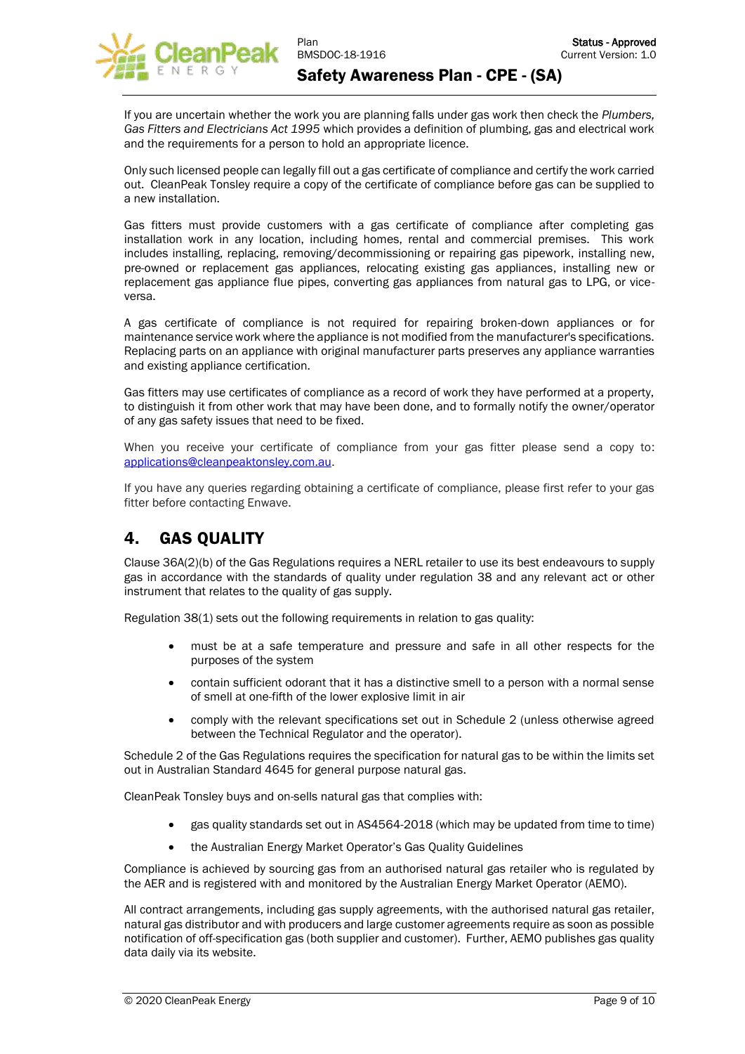If you are uncertain whether the work you are planning falls under gas work then check the *Plumbers, Gas Fitters and Electricians Act 1995* which provides a definition of plumbing, gas and electrical work and the requirements for a person to hold an appropriate licence.

Only such licensed people can legally fill out a gas certificate of compliance and certify the work carried out. CleanPeak Tonsley require a copy of the certificate of compliance before gas can be supplied to a new installation.

Gas fitters must provide customers with a gas certificate of compliance after completing gas installation work in any location, including homes, rental and commercial premises. This work includes installing, replacing, removing/decommissioning or repairing gas pipework, installing new, pre-owned or replacement gas appliances, relocating existing gas appliances, installing new or replacement gas appliance flue pipes, converting gas appliances from natural gas to LPG, or vice-versa.

A gas certificate of compliance is not required for repairing broken-down appliances or for maintenance service work where the appliance is not modified from the manufacturer's specifications. Replacing parts on an appliance with original manufacturer parts preserves any appliance warranties and existing appliance certification.

Gas fitters may use certificates of compliance as a record of work they have performed at a property, to distinguish it from other work that may have been done, and to formally notify the owner/operator of any gas safety issues that need to be fixed.

When you receive your certificate of compliance from your gas fitter please send a copy to: [applications@cleanpeaktonsley.com.au](mailto:applications@cleanpeaktonsley.com.au).

If you have any queries regarding obtaining a certificate of compliance, please first refer to your gas fitter before contacting Enwave.

# 4. GAS QUALITY

Clause 36A(2)(b) of the Gas Regulations requires a NERL retailer to use its best endeavours to supply gas in accordance with the standards of quality under regulation 38 and any relevant act or other instrument that relates to the quality of gas supply.

Regulation 38(1) sets out the following requirements in relation to gas quality:

- must be at a safe temperature and pressure and safe in all other respects for the purposes of the system
- contain sufficient odorant that it has a distinctive smell to a person with a normal sense of smell at one-fifth of the lower explosive limit in air
- comply with the relevant specifications set out in Schedule 2 (unless otherwise agreed between the Technical Regulator and the operator).

Schedule 2 of the Gas Regulations requires the specification for natural gas to be within the limits set out in Australian Standard 4645 for general purpose natural gas.

CleanPeak Tonsley buys and on-sells natural gas that complies with:

- gas quality standards set out in AS4564-2018 (which may be updated from time to time)
- the Australian Energy Market Operator's Gas Quality Guidelines

Compliance is achieved by sourcing gas from an authorised natural gas retailer who is regulated by the AER and is registered with and monitored by the Australian Energy Market Operator (AEMO).

All contract arrangements, including gas supply agreements, with the authorised natural gas retailer, natural gas distributor and with producers and large customer agreements require as soon as possible notification of off-specification gas (both supplier and customer). Further, AEMO publishes gas quality data daily via its website.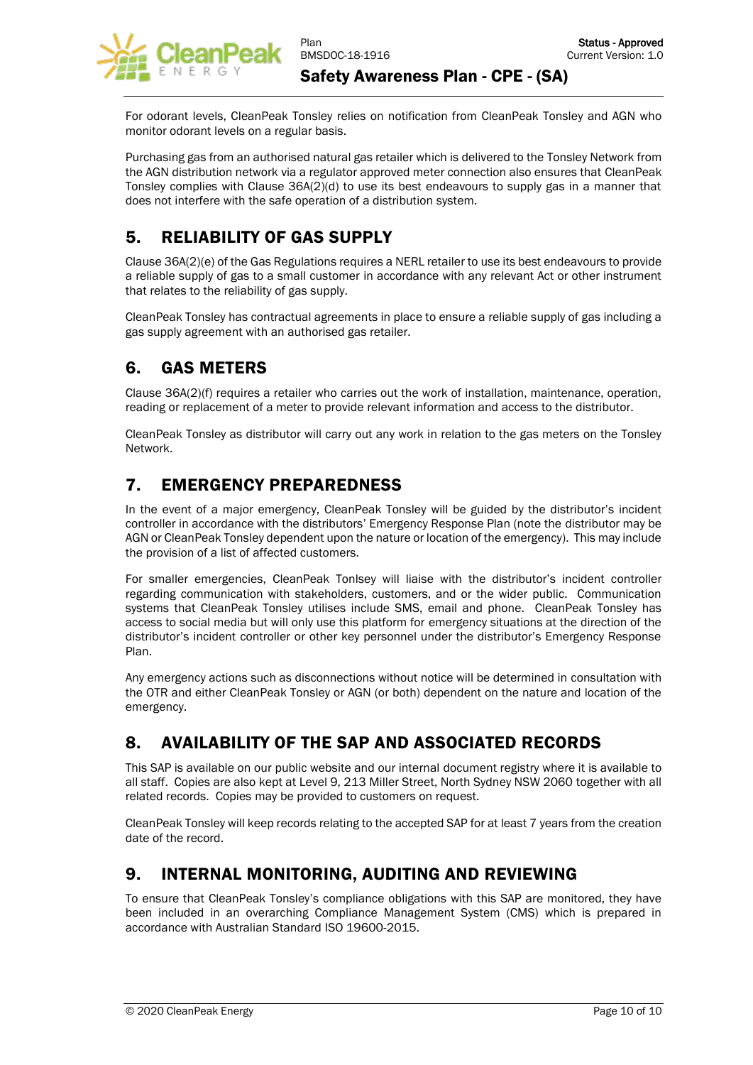For odorant levels, CleanPeak Tonsley relies on notification from CleanPeak Tonsley and AGN who monitor odorant levels on a regular basis.

Purchasing gas from an authorised natural gas retailer which is delivered to the Tonsley Network from the AGN distribution network via a regulator approved meter connection also ensures that CleanPeak Tonsley complies with Clause 36A(2)(d) to use its best endeavours to supply gas in a manner that does not interfere with the safe operation of a distribution system.

## 5. RELIABILITY OF GAS SUPPLY

Clause 36A(2)(e) of the Gas Regulations requires a NERL retailer to use its best endeavours to provide a reliable supply of gas to a small customer in accordance with any relevant Act or other instrument that relates to the reliability of gas supply.

CleanPeak Tonsley has contractual agreements in place to ensure a reliable supply of gas including a gas supply agreement with an authorised gas retailer.

## 6. GAS METERS

Clause 36A(2)(f) requires a retailer who carries out the work of installation, maintenance, operation, reading or replacement of a meter to provide relevant information and access to the distributor.

CleanPeak Tonsley as distributor will carry out any work in relation to the gas meters on the Tonsley Network.

## 7. EMERGENCY PREPAREDNESS

In the event of a major emergency, CleanPeak Tonsley will be guided by the distributor's incident controller in accordance with the distributors' Emergency Response Plan (note the distributor may be AGN or CleanPeak Tonsley dependent upon the nature or location of the emergency). This may include the provision of a list of affected customers.

For smaller emergencies, CleanPeak Tonlsey will liaise with the distributor's incident controller regarding communication with stakeholders, customers, and or the wider public. Communication systems that CleanPeak Tonsley utilises include SMS, email and phone. CleanPeak Tonsley has access to social media but will only use this platform for emergency situations at the direction of the distributor's incident controller or other key personnel under the distributor's Emergency Response Plan.

Any emergency actions such as disconnections without notice will be determined in consultation with the OTR and either CleanPeak Tonsley or AGN (or both) dependent on the nature and location of the emergency.

## 8. AVAILABILITY OF THE SAP AND ASSOCIATED RECORDS

This SAP is available on our public website and our internal document registry where it is available to all staff. Copies are also kept at Level 9, 213 Miller Street, North Sydney NSW 2060 together with all related records. Copies may be provided to customers on request.

CleanPeak Tonsley will keep records relating to the accepted SAP for at least 7 years from the creation date of the record.

## 9. INTERNAL MONITORING, AUDITING AND REVIEWING

To ensure that CleanPeak Tonsley's compliance obligations with this SAP are monitored, they have been included in an overarching Compliance Management System (CMS) which is prepared in accordance with Australian Standard ISO 19600-2015.